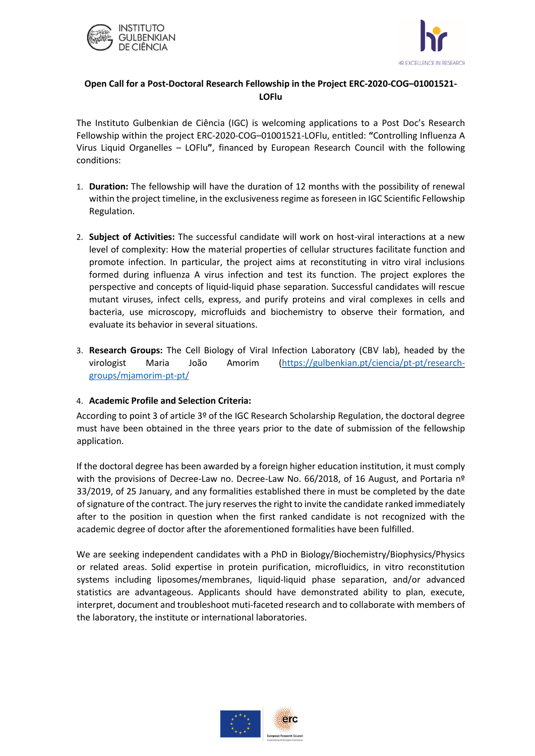**Open Call for a Post-Doctoral Research Fellowship in the Project ERC-2020-COG–01001521-LOFlu**

The Instituto Gulbenkian de Ciência (IGC) is welcoming applications to a Post Doc's Research Fellowship within the project ERC-2020-COG–01001521-LOFlu, entitled: **"**Controlling Influenza A Virus Liquid Organelles – LOFlu**"**, financed by European Research Council with the following conditions:

1. **Duration:** The fellowship will have the duration of 12 months with the possibility of renewal within the project timeline, in the exclusiveness regime as foreseen in IGC Scientific Fellowship Regulation.

2. **Subject of Activities:** The successful candidate will work on host-viral interactions at a new level of complexity: How the material properties of cellular structures facilitate function and promote infection. In particular, the project aims at reconstituting in vitro viral inclusions formed during influenza A virus infection and test its function. The project explores the perspective and concepts of liquid-liquid phase separation. Successful candidates will rescue mutant viruses, infect cells, express, and purify proteins and viral complexes in cells and bacteria, use microscopy, microfluids and biochemistry to observe their formation, and evaluate its behavior in several situations.

3. **Research Groups:** The Cell Biology of Viral Infection Laboratory (CBV lab), headed by the virologist Maria João Amorim (https://gulbenkian.pt/ciencia/pt-pt/research-groups/mjamorim-pt-pt/

4. **Academic Profile and Selection Criteria:**

According to point 3 of article 3º of the IGC Research Scholarship Regulation, the doctoral degree must have been obtained in the three years prior to the date of submission of the fellowship application.

If the doctoral degree has been awarded by a foreign higher education institution, it must comply with the provisions of Decree-Law no. Decree-Law No. 66/2018, of 16 August, and Portaria nº 33/2019, of 25 January, and any formalities established there in must be completed by the date of signature of the contract. The jury reserves the right to invite the candidate ranked immediately after to the position in question when the first ranked candidate is not recognized with the academic degree of doctor after the aforementioned formalities have been fulfilled.

We are seeking independent candidates with a PhD in Biology/Biochemistry/Biophysics/Physics or related areas. Solid expertise in protein purification, microfluidics, in vitro reconstitution systems including liposomes/membranes, liquid-liquid phase separation, and/or advanced statistics are advantageous. Applicants should have demonstrated ability to plan, execute, interpret, document and troubleshoot muti-faceted research and to collaborate with members of the laboratory, the institute or international laboratories.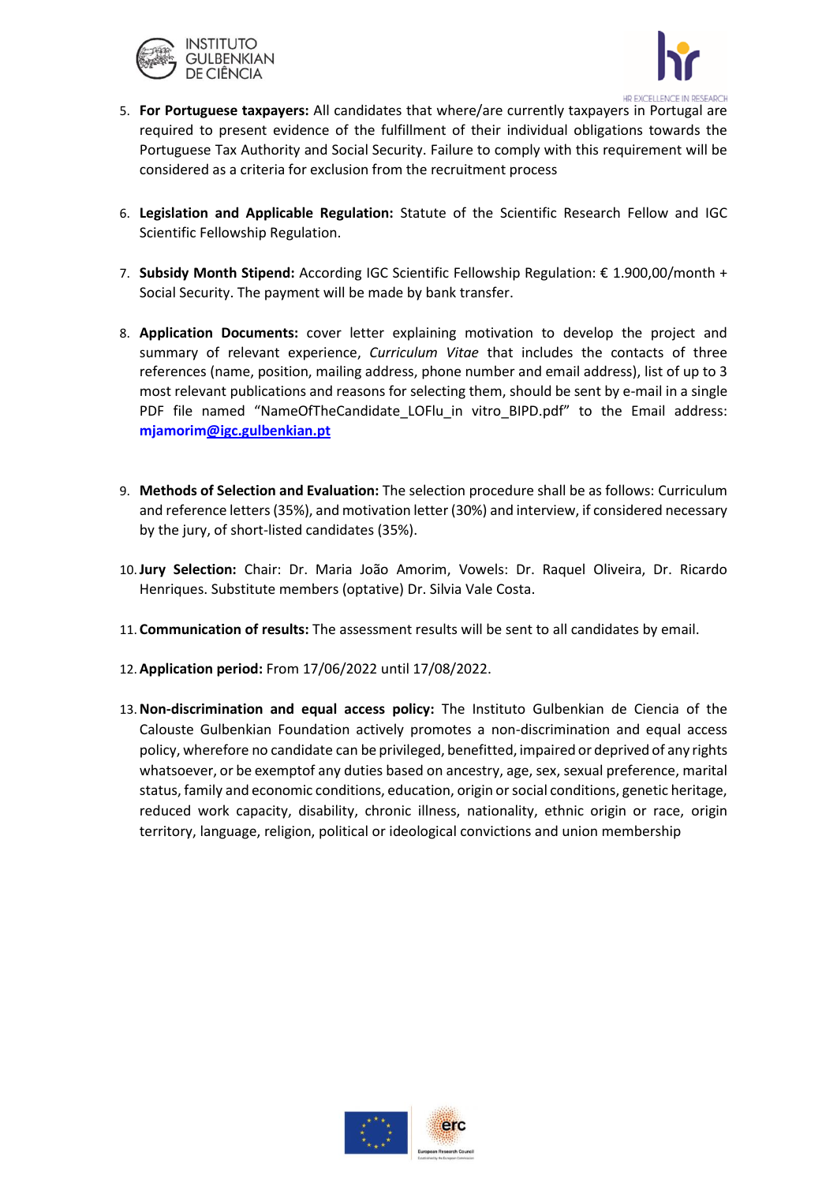5. **For Portuguese taxpayers:** All candidates that where/are currently taxpayers in Portugal are required to present evidence of the fulfillment of their individual obligations towards the Portuguese Tax Authority and Social Security. Failure to comply with this requirement will be considered as a criteria for exclusion from the recruitment process

6. **Legislation and Applicable Regulation:** Statute of the Scientific Research Fellow and IGC Scientific Fellowship Regulation.

7. **Subsidy Month Stipend:** According IGC Scientific Fellowship Regulation: € 1.900,00/month + Social Security. The payment will be made by bank transfer.

8. **Application Documents:** cover letter explaining motivation to develop the project and summary of relevant experience, *Curriculum Vitae* that includes the contacts of three references (name, position, mailing address, phone number and email address), list of up to 3 most relevant publications and reasons for selecting them, should be sent by e-mail in a single PDF file named "NameOfTheCandidate_LOFlu_in vitro_BIPD.pdf" to the Email address: **mjamorim@igc.gulbenkian.pt**

9. **Methods of Selection and Evaluation:** The selection procedure shall be as follows: Curriculum and reference letters (35%), and motivation letter (30%) and interview, if considered necessary by the jury, of short-listed candidates (35%).

10. **Jury Selection:** Chair: Dr. Maria João Amorim, Vowels: Dr. Raquel Oliveira, Dr. Ricardo Henriques. Substitute members (optative) Dr. Silvia Vale Costa.

11. **Communication of results:** The assessment results will be sent to all candidates by email.

12. **Application period:** From 17/06/2022 until 17/08/2022.

13. **Non-discrimination and equal access policy:** The Instituto Gulbenkian de Ciencia of the Calouste Gulbenkian Foundation actively promotes a non-discrimination and equal access policy, wherefore no candidate can be privileged, benefitted, impaired or deprived of any rights whatsoever, or be exemptof any duties based on ancestry, age, sex, sexual preference, marital status, family and economic conditions, education, origin or social conditions, genetic heritage, reduced work capacity, disability, chronic illness, nationality, ethnic origin or race, origin territory, language, religion, political or ideological convictions and union membership